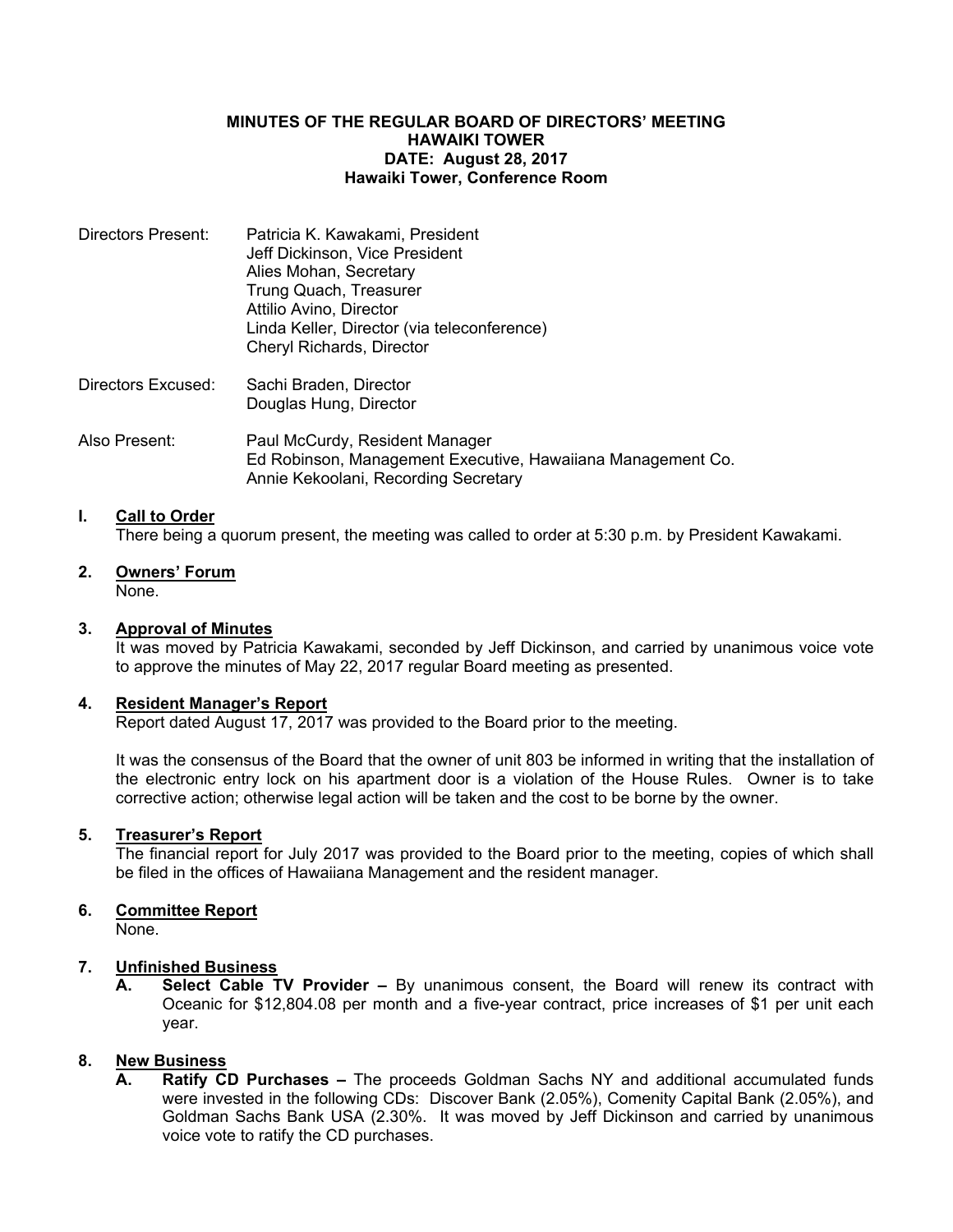**MINUTES OF THE REGULAR BOARD OF DIRECTORS' MEETING**
**HAWAIKI TOWER**
**DATE: August 28, 2017**
**Hawaiki Tower, Conference Room**

Directors Present: Patricia K. Kawakami, President
Jeff Dickinson, Vice President
Alies Mohan, Secretary
Trung Quach, Treasurer
Attilio Avino, Director
Linda Keller, Director (via teleconference)
Cheryl Richards, Director

Directors Excused: Sachi Braden, Director
Douglas Hung, Director

Also Present: Paul McCurdy, Resident Manager
Ed Robinson, Management Executive, Hawaiiana Management Co.
Annie Kekoolani, Recording Secretary

**I. Call to Order**

There being a quorum present, the meeting was called to order at 5:30 p.m. by President Kawakami.

**2. Owners' Forum**

None.

**3. Approval of Minutes**

It was moved by Patricia Kawakami, seconded by Jeff Dickinson, and carried by unanimous voice vote to approve the minutes of May 22, 2017 regular Board meeting as presented.

**4. Resident Manager's Report**

Report dated August 17, 2017 was provided to the Board prior to the meeting.

It was the consensus of the Board that the owner of unit 803 be informed in writing that the installation of the electronic entry lock on his apartment door is a violation of the House Rules. Owner is to take corrective action; otherwise legal action will be taken and the cost to be borne by the owner.

**5. Treasurer's Report**

The financial report for July 2017 was provided to the Board prior to the meeting, copies of which shall be filed in the offices of Hawaiiana Management and the resident manager.

**6. Committee Report**

None.

**7. Unfinished Business**

**A. Select Cable TV Provider –** By unanimous consent, the Board will renew its contract with Oceanic for $12,804.08 per month and a five-year contract, price increases of $1 per unit each year.

**8. New Business**

**A. Ratify CD Purchases –** The proceeds Goldman Sachs NY and additional accumulated funds were invested in the following CDs: Discover Bank (2.05%), Comenity Capital Bank (2.05%), and Goldman Sachs Bank USA (2.30%. It was moved by Jeff Dickinson and carried by unanimous voice vote to ratify the CD purchases.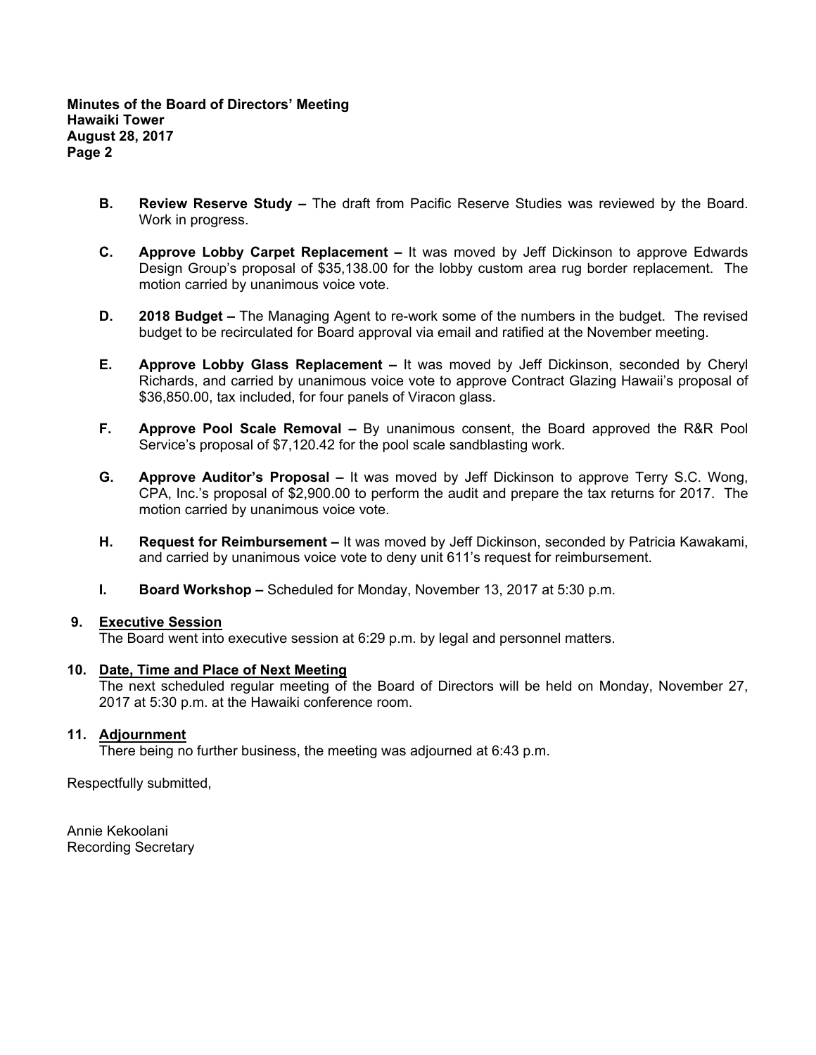- **B. Review Reserve Study –** The draft from Pacific Reserve Studies was reviewed by the Board. Work in progress.

- **C. Approve Lobby Carpet Replacement –** It was moved by Jeff Dickinson to approve Edwards Design Group's proposal of $35,138.00 for the lobby custom area rug border replacement. The motion carried by unanimous voice vote.

- **D. 2018 Budget –** The Managing Agent to re-work some of the numbers in the budget. The revised budget to be recirculated for Board approval via email and ratified at the November meeting.

- **E. Approve Lobby Glass Replacement –** It was moved by Jeff Dickinson, seconded by Cheryl Richards, and carried by unanimous voice vote to approve Contract Glazing Hawaii's proposal of $36,850.00, tax included, for four panels of Viracon glass.

- **F. Approve Pool Scale Removal –** By unanimous consent, the Board approved the R&R Pool Service's proposal of $7,120.42 for the pool scale sandblasting work.

- **G. Approve Auditor's Proposal –** It was moved by Jeff Dickinson to approve Terry S.C. Wong, CPA, Inc.'s proposal of $2,900.00 to perform the audit and prepare the tax returns for 2017. The motion carried by unanimous voice vote.

- **H. Request for Reimbursement –** It was moved by Jeff Dickinson, seconded by Patricia Kawakami, and carried by unanimous voice vote to deny unit 611's request for reimbursement.

- **I. Board Workshop –** Scheduled for Monday, November 13, 2017 at 5:30 p.m.

**9. Executive Session**

The Board went into executive session at 6:29 p.m. by legal and personnel matters.

**10. Date, Time and Place of Next Meeting**

The next scheduled regular meeting of the Board of Directors will be held on Monday, November 27, 2017 at 5:30 p.m. at the Hawaiki conference room.

**11. Adjournment**

There being no further business, the meeting was adjourned at 6:43 p.m.

Respectfully submitted,

Annie Kekoolani
Recording Secretary